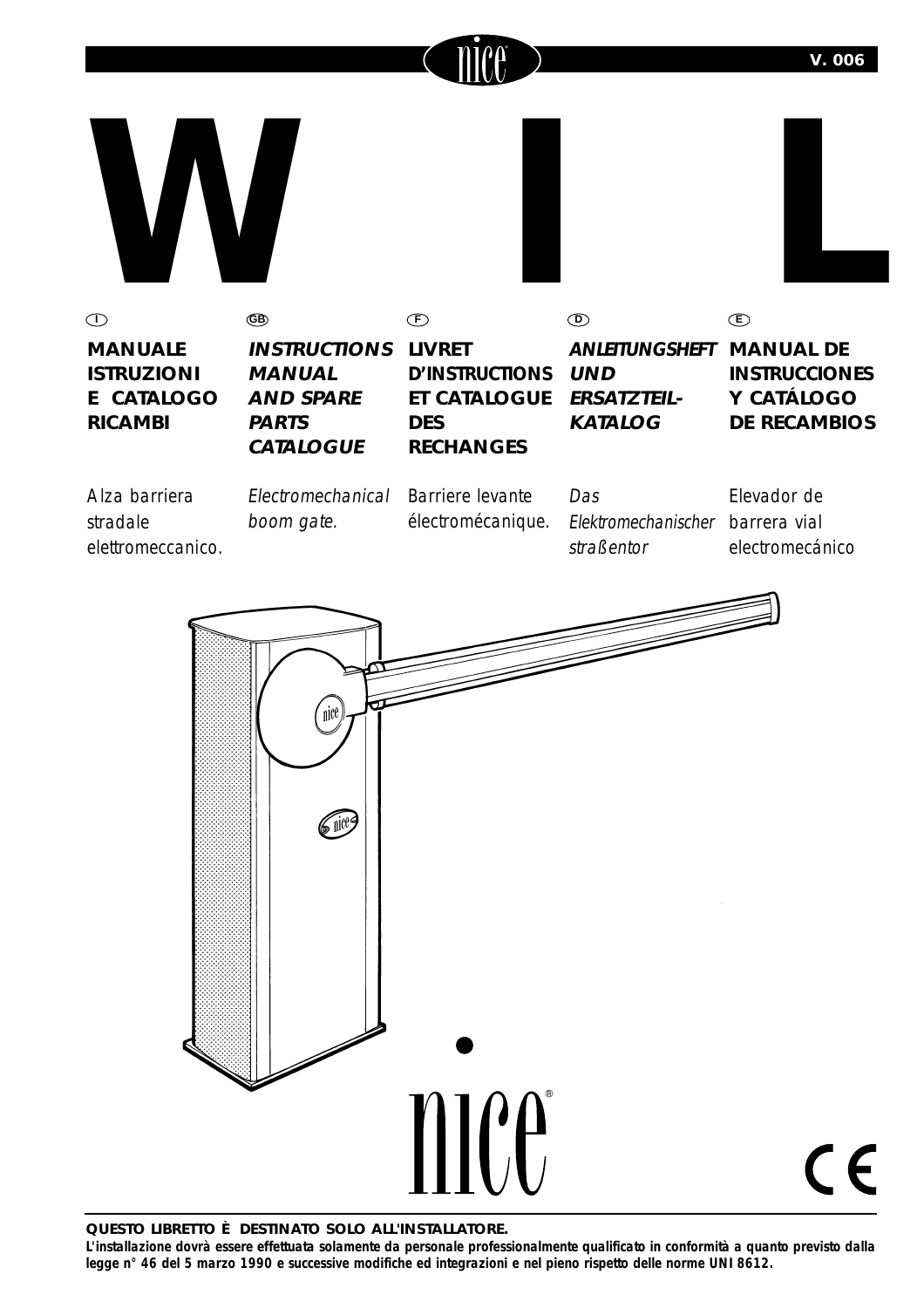V. 006

# W I L

(I)

**MANUALE ISTRUZIONI E CATALOGO RICAMBI**

*Alza barriera stradale elettromeccanico.*

(GB)

***INSTRUCTIONS MANUAL AND SPARE PARTS CATALOGUE***

*Electromechanical boom gate.*

(F)

**LIVRET D'INSTRUCTIONS ET CATALOGUE DES RECHANGES**

Barriere levante électromécanique.

(D)

***ANLEITUNGSHEFT UND ERSATZTEIL-KATALOG***

*Das Elektromechanischer straßentor*

(E)

**MANUAL DE INSTRUCCIONES Y CATÁLOGO DE RECAMBIOS**

Elevador de barrera vial electromecánico

**QUESTO LIBRETTO È DESTINATO SOLO ALL'INSTALLATORE.**

**L'installazione dovrà essere effettuata solamente da personale professionalmente qualificato in conformità a quanto previsto dalla legge n° 46 del 5 marzo 1990 e successive modifiche ed integrazioni e nel pieno rispetto delle norme UNI 8612.**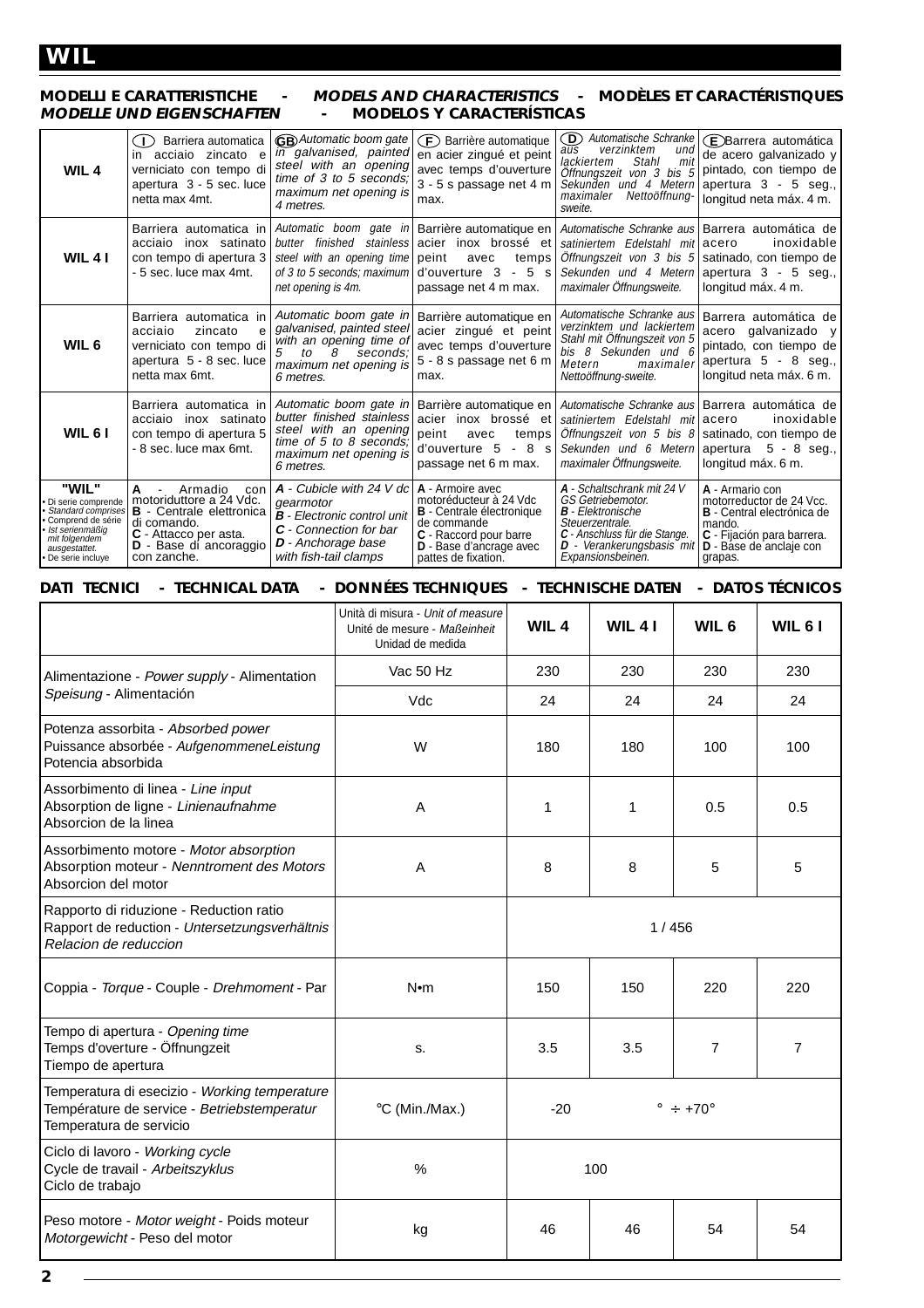# WIL

## MODELLI E CARATTERISTICHE - *MODELS AND CHARACTERISTICS* - MODÈLES ET CARACTÉRISTIQUES *MODELLE UND EIGENSCHAFTEN* - MODELOS Y CARACTERÍSTICAS

| | I | GB | F | D | E |
|---|---|---|---|---|---|
| **WIL 4** | Barriera automatica in acciaio zincato e verniciato con tempo di apertura 3 - 5 sec. luce netta max 4mt. | *Automatic boom gate in galvanised, painted steel with an opening time of 3 to 5 seconds; maximum net opening is 4 metres.* | Barrière automatique en acier zingué et peint avec temps d'ouverture 3 - 5 s passage net 4 m max. | *Automatische Schranke aus verzinktem und lackiertem Stahl mit Öffnungszeit von 3 bis 5 Sekunden und 4 Metern maximaler Nettoöffnung-sweite.* | Barrera automática de acero galvanizado y pintado, con tiempo de apertura 3 - 5 seg., longitud neta máx. 4 m. |
| **WIL 4 I** | Barriera automatica in acciaio inox satinato con tempo di apertura 3 - 5 sec. luce max 4mt. | *Automatic boom gate in butter finished stainless steel with an opening time of 3 to 5 seconds; maximum net opening is 4m.* | Barrière automatique en acier inox brossé et peint avec temps d'ouverture 3 - 5 s passage net 4 m max. | *Automatische Schranke aus satiniertem Edelstahl mit Öffnungszeit von 3 bis 5 Sekunden und 4 Metern maximaler Öffnungsweite.* | Barrera automática de acero inoxidable satinado, con tiempo de apertura 3 - 5 seg., longitud máx. 4 m. |
| **WIL 6** | Barriera automatica in acciaio zincato e verniciato con tempo di apertura 5 - 8 sec. luce netta max 6mt. | *Automatic boom gate in galvanised, painted steel with an opening time of 5 to 8 seconds; maximum net opening is 6 metres.* | Barrière automatique en acier zingué et peint avec temps d'ouverture 5 - 8 s passage net 6 m max. | *Automatische Schranke aus verzinktem und lackiertem Stahl mit Öffnungszeit von 5 bis 8 Sekunden und 6 Metern maximaler Nettoöffnung-sweite.* | Barrera automática de acero galvanizado y pintado, con tiempo de apertura 5 - 8 seg., longitud neta máx. 6 m. |
| **WIL 6 I** | Barriera automatica in acciaio inox satinato con tempo di apertura 5 - 8 sec. luce max 6mt. | *Automatic boom gate in butter finished stainless steel with an opening time of 5 to 8 seconds; maximum net opening is 6 metres.* | Barrière automatique en acier inox brossé et peint avec temps d'ouverture 5 - 8 s passage net 6 m max. | *Automatische Schranke aus satiniertem Edelstahl mit Öffnungszeit von 5 bis 8 Sekunden und 6 Metern maximaler Öffnungsweite.* | Barrera automática de acero inoxidable satinado, con tiempo de apertura 5 - 8 seg., longitud máx. 6 m. |
| **"WIL"** • Di serie comprende • *Standard comprises* • Comprend de série • *Ist serienmäßig mit folgendem ausgestattet.* • De serie incluye | **A** - Armadio con motoriduttore a 24 Vdc. **B** - Centrale elettronica di comando. **C** - Attacco per asta. **D** - Base di ancoraggio con zanche. | ***A*** *- Cubicle with 24 V dc gearmotor* ***B*** *- Electronic control unit* ***C*** *- Connection for bar* ***D*** *- Anchorage base with fish-tail clamps* | **A** - Armoire avec motoréducteur à 24 Vdc **B** - Centrale électronique de commande **C** - Raccord pour barre **D** - Base d'ancrage avec pattes de fixation. | ***A*** *- Schaltschrank mit 24 V GS Getriebemotor.* ***B*** *- Elektronische Steuerzentrale.* ***C*** *- Anschluss für die Stange.* ***D*** *- Verankerungsbasis mit Expansionsbeinen.* | **A** - Armario con motorreductor de 24 Vcc. **B** - Central electrónica de mando. **C** - Fijación para barrera. **D** - Base de anclaje con grapas. |

## DATI TECNICI - *TECHNICAL DATA* - DONNÉES TECHNIQUES - *TECHNISCHE DATEN* - DATOS TÉCNICOS

| | Unità di misura - *Unit of measure* Unité de mesure - *Maßeinheit* Unidad de medida | WIL 4 | WIL 4 I | WIL 6 | WIL 6 I |
|---|---|---|---|---|---|
| Alimentazione - *Power supply* - Alimentation *Speisung* - Alimentación | Vac 50 Hz | 230 | 230 | 230 | 230 |
| | Vdc | 24 | 24 | 24 | 24 |
| Potenza assorbita - *Absorbed power* Puissance absorbée - *AufgenommeneLeistung* Potencia absorbida | W | 180 | 180 | 100 | 100 |
| Assorbimento di linea - *Line input* Absorption de ligne - *Linienaufnahme* Absorcion de la linea | A | 1 | 1 | 0.5 | 0.5 |
| Assorbimento motore - *Motor absorption* Absorption moteur - *Nenntroment des Motors* Absorcion del motor | A | 8 | 8 | 5 | 5 |
| Rapporto di riduzione - Reduction ratio Rapport de reduction - *Untersetzungsverhältnis* *Relacion de reduccion* | | 1 / 456 | | | |
| Coppia - *Torque* - Couple - *Drehmoment* - Par | N•m | 150 | 150 | 220 | 220 |
| Tempo di apertura - *Opening time* Temps d'overture - Öffnungzeit Tiempo de apertura | s. | 3.5 | 3.5 | 7 | 7 |
| Temperatura di esecizio - *Working temperature* Température de service - *Betriebstemperatur* Temperatura de servicio | °C (Min./Max.) | -20 ° ÷ +70° | | | |
| Ciclo di lavoro - *Working cycle* Cycle de travail - *Arbeitszyklus* Ciclo de trabajo | % | 100 | | | |
| Peso motore - *Motor weight* - Poids moteur *Motorgewicht* - Peso del motor | kg | 46 | 46 | 54 | 54 |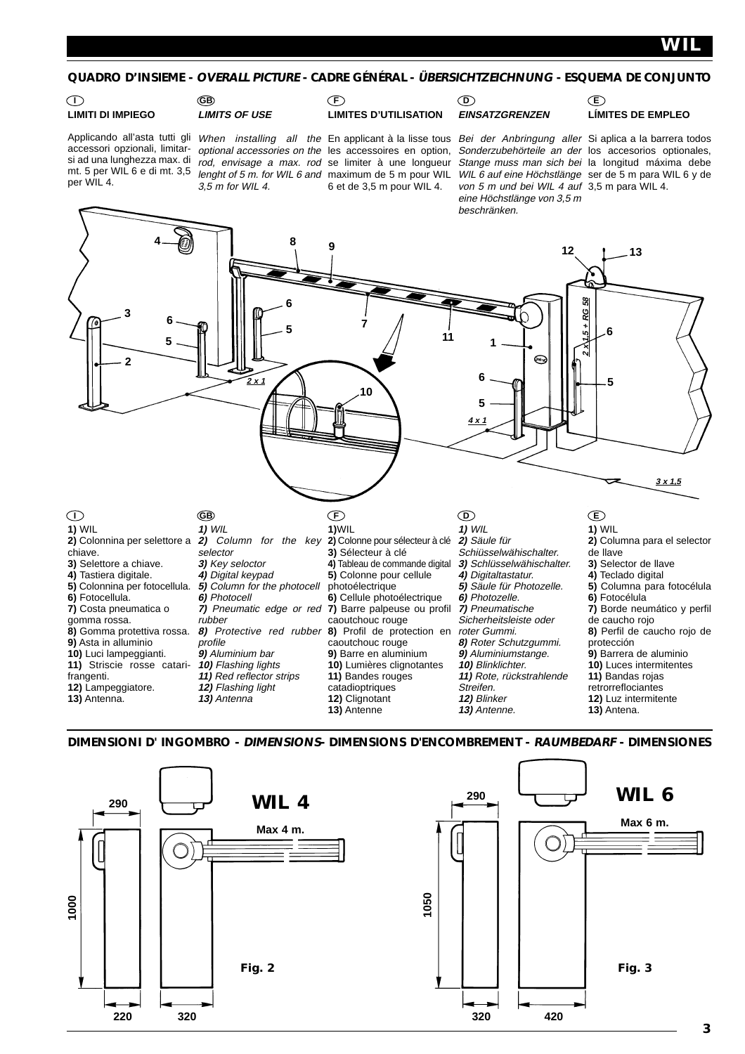## QUADRO D'INSIEME - *OVERALL PICTURE* - CADRE GÉNÉRAL - *ÜBERSICHTZEICHNUNG* - ESQUEMA DE CONJUNTO

**I**

**LIMITI DI IMPIEGO**

Applicando all'asta tutti gli accessori opzionali, limitarsi ad una lunghezza max. di mt. 5 per WIL 6 e di mt. 3,5 per WIL 4.

**GB**

***LIMITS OF USE***

*When installing all the optional accessories on the rod, envisage a max. rod lenght of 5 m. for WIL 6 and 3,5 m for WIL 4.*

**F**

**LIMITES D'UTILISATION**

En applicant à la lisse tous les accessoires en option, se limiter à une longueur maximum de 5 m pour WIL 6 et de 3,5 m pour WIL 4.

**D**

***EINSATZGRENZEN***

*Bei der Anbringung aller Sonderzubehörteile an der Stange muss man sich bei WIL 6 auf eine Höchstlänge von 5 m und bei WIL 4 auf eine Höchstlänge von 3,5 m beschränken.*

**E**

**LÍMITES DE EMPLEO**

Si aplica a la barrera todos los accesorios optionales, la longitud máxima debe ser de 5 m para WIL 6 y de 3,5 m para WIL 4.

4 8 9 12 13 3 6 6 7 11 6 5 5 1 2 6 5 2 x 1 10 5 4 x 1 3 x 1,5 2 x 1,5 + RG 58

**I**

**1)** WIL
**2)** Colonnina per selettore a chiave.
**3)** Selettore a chiave.
**4)** Tastiera digitale.
**5)** Colonnina per fotocellula.
**6)** Fotocellula.
**7)** Costa pneumatica o gomma rossa.
**8)** Gomma protettiva rossa.
**9)** Asta in alluminio
**10)** Luci lampeggianti.
**11)** Striscie rosse catarifrangenti.
**12)** Lampeggiatore.
**13)** Antenna.

**GB**

***1)** WIL*
***2)** Column for the key selector*
***3)** Key seloctor*
***4)** Digital keypad*
***5)** Column for the photocell*
***6)** Photocell*
***7)** Pneumatic edge or red rubber*
***8)** Protective red rubber profile*
***9)** Aluminium bar*
***10)** Flashing lights*
***11)** Red reflector strips*
***12)** Flashing light*
***13)** Antenna*

**F**

**1)**WIL
**2)** Colonne pour sélecteur à clé
**3)** Sélecteur à clé
**4)** Tableau de commande digital
**5)** Colonne pour cellule photoélectrique
**6)** Cellule photoélectrique
**7)** Barre palpeuse ou profil caoutchouc rouge
**8)** Profil de protection en caoutchouc rouge
**9)** Barre en aluminium
**10)** Lumières clignotantes
**11)** Bandes rouges catadioptriques
**12)** Clignotant
**13)** Antenne

**D**

***1)** WIL*
***2)** Säule für Schiüsselwähischalter.*
***3)** Schlüsselwähischalter.*
***4)** Digitaltastatur.*
***5)** Säule für Photozelle.*
***6)** Photozelle.*
***7)** Pneumatische Sicherheitsleiste oder roter Gummi.*
***8)** Roter Schutzgummi.*
***9)** Aluminiumstange.*
***10)** Blinklichter.*
***11)** Rote, rückstrahlende Streifen.*
***12)** Blinker*
***13)** Antenne.*

**E**

**1)** WIL
**2)** Columna para el selector de llave
**3)** Selector de llave
**4)** Teclado digital
**5)** Columna para fotocélula
**6)** Fotocélula
**7)** Borde neumático y perfil de caucho rojo
**8)** Perfil de caucho rojo de protección
**9)** Barrera de aluminio
**10)** Luces intermitentes
**11)** Bandas rojas retrorreflociantes
**12)** Luz intermitente
**13)** Antena.

## DIMENSIONI D' INGOMBRO - *DIMENSIONS*- DIMENSIONS D'ENCOMBREMENT - *RAUMBEDARF* - DIMENSIONES

**WIL 4**

Max 4 m.

290

1000

220 320

Fig. 2

**WIL 6**

Max 6 m.

290

1050

320 420

Fig. 3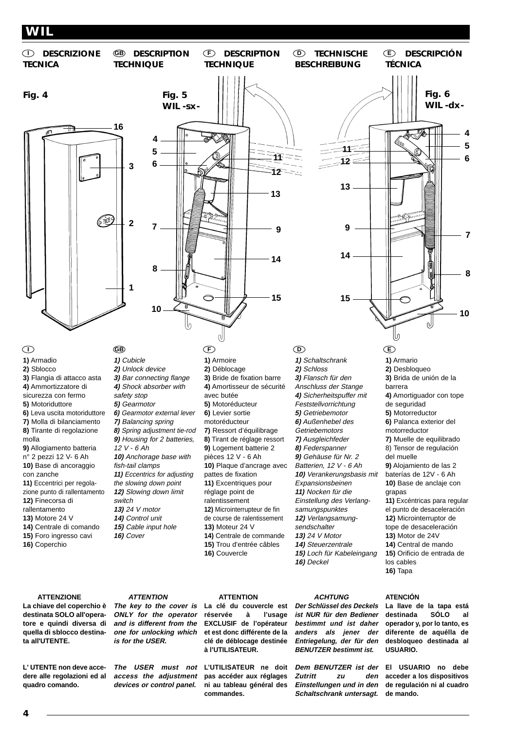# WIL

**I DESCRIZIONE TECNICA** | **GB DESCRIPTION TECHNIQUE** | **F DESCRIPTION TECHNIQUE** | **D TECHNISCHE BESCHREIBUNG** | **E DESCRIPCIÓN TÉCNICA**

**Fig. 4**

**Fig. 5 WIL -sx-**

**Fig. 6 WIL -dx-**

16
3
2
1
4
5
6
11
12
13
7
9
14
8
15
10

### I

**1)** Armadio
**2)** Sblocco
**3)** Flangia di attacco asta
**4)** Ammortizzatore di sicurezza con fermo
**5)** Motoriduttore
**6)** Leva uscita motoriduttore
**7)** Molla di bilanciamento
**8)** Tirante di regolazione molla
**9)** Allogiamento batteria n° 2 pezzi 12 V- 6 Ah
**10)** Base di ancoraggio con zanche
**11)** Eccentrici per regolazione punto di rallentamento
**12)** Finecorsa di rallentamento
**13)** Motore 24 V
**14)** Centrale di comando
**15)** Foro ingresso cavi
**16)** Coperchio

### GB

*1) Cubicle*
*2) Unlock device*
*3) Bar connecting flange*
*4) Shock absorber with safety stop*
*5) Gearmotor*
*6) Gearmotor external lever*
*7) Balancing spring*
*8) Spring adjustment tie-rod*
*9) Housing for 2 batteries, 12 V - 6 Ah*
*10) Anchorage base with fish-tail clamps*
*11) Eccentrics for adjusting the slowing down point*
*12) Slowing down limit switch*
*13) 24 V motor*
*14) Control unit*
*15) Cable input hole*
*16) Cover*

### F

**1)** Armoire
**2)** Déblocage
**3)** Bride de fixation barre
**4)** Amortisseur de sécurité avec butée
**5)** Motoréducteur
**6)** Levier sortie motoréducteur
**7)** Ressort d'équilibrage
**8)** Tirant de réglage ressort
**9)** Logement batterie 2 pièces 12 V - 6 Ah
**10)** Plaque d'ancrage avec pattes de fixation
**11)** Excentriques pour réglage point de ralentissement
**12)** Microinterrupteur de fin de course de ralentissement
**13)** Moteur 24 V
**14)** Centrale de commande
**15)** Trou d'entrée câbles
**16)** Couvercle

### D

*1) Schaltschrank*
*2) Schloss*
*3) Flansch für den Anschluss der Stange*
*4) Sicherheitspuffer mit Feststellvorrichtung*
*5) Getriebemotor*
*6) Außenhebel des Getriebemotors*
*7) Ausgleichfeder*
*8) Federspanner*
*9) Gehäuse für Nr. 2 Batterien, 12 V - 6 Ah*
*10) Verankerungsbasis mit Expansionsbeinen*
*11) Nocken für die Einstellung des Verlangsamungspunktes*
*12) Verlangsamungsendschalter*
*13) 24 V Motor*
*14) Steuerzentrale*
*15) Loch für Kabeleingang*
*16) Deckel*

### E

**1)** Armario
**2)** Desbloqueo
**3)** Brida de unión de la barrera
**4)** Amortiguador con tope de seguridad
**5)** Motorreductor
**6)** Palanca exterior del motorreductor
**7)** Muelle de equilibrado
8) Tensor de regulación del muelle
**9)** Alojamiento de las 2 baterías de 12V - 6 Ah
**10)** Base de anclaje con grapas
**11)** Excéntricas para regular el punto de desaceleración
**12)** Microinterruptor de tope de desaceleración
**13)** Motor de 24V
**14)** Central de mando
**15)** Orificio de entrada de los cables
**16)** Tapa

**ATTENZIONE**
**La chiave del coperchio è destinata SOLO all'operatore e quindi diversa di quella di sblocco destinata all'UTENTE.**

**L' UTENTE non deve accedere alle regolazioni ed al quadro comando.**

***ATTENTION***
***The key to the cover is ONLY for the operator and is different from the one for unlocking which is for the USER.***

***The USER must not access the adjustment devices or control panel.***

**ATTENTION**
**La clé du couvercle est réservée à l'usage EXCLUSIF de l'opérateur et est donc différente de la clé de déblocage destinée à l'UTILISATEUR.**

**L'UTILISATEUR ne doit pas accéder aux réglages ni au tableau général des commandes.**

***ACHTUNG***
***Der Schlüssel des Deckels ist NUR für den Bediener bestimmt und ist daher anders als jener der Entriegelung, der für den BENUTZER bestimmt ist.***

***Dem BENUTZER ist der Zutritt zu den Einstellungen und in den Schaltschrank untersagt.***

**ATENCIÓN**
**La llave de la tapa está destinada SÓLO al operador y, por lo tanto, es diferente de aquélla de desbloqueo destinada al USUARIO.**

**El USUARIO no debe acceder a los dispositivos de regulación ni al cuadro de mando.**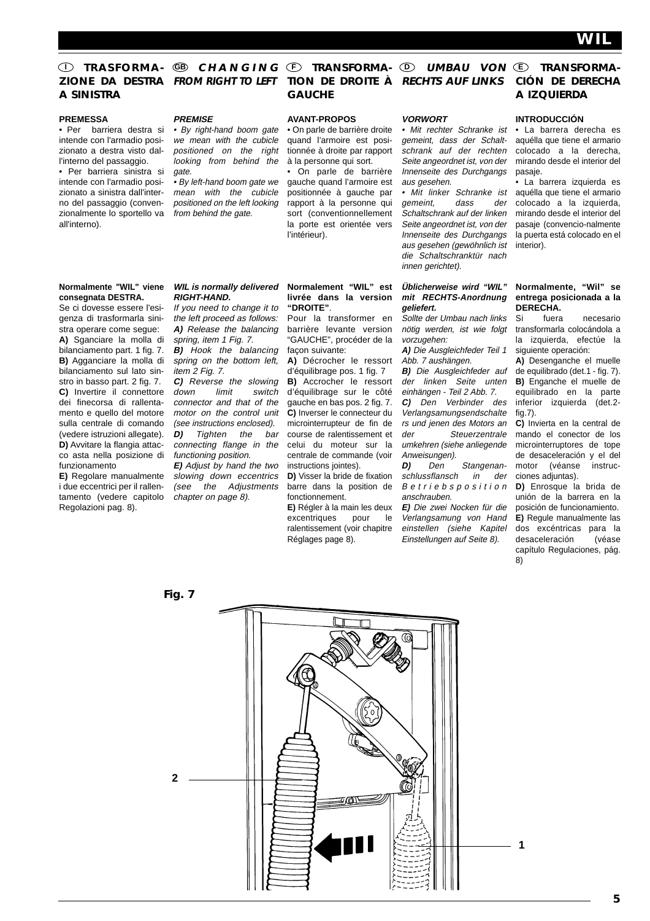## I TRASFORMAZIONE DA DESTRA A SINISTRA

**PREMESSA**

• Per barriera destra si intende con l'armadio posizionato a destra visto dall'interno del passaggio.

• Per barriera sinistra si intende con l'armadio posizionato a sinistra dall'interno del passaggio (convenzionalmente lo sportello va all'interno).

**Normalmente "WIL" viene consegnata DESTRA.**

Se ci dovesse essere l'esigenza di trasformarla sinistra operare come segue:

**A)** Sganciare la molla di bilanciamento part. 1 fig. 7.

**B)** Agganciare la molla di bilanciamento sul lato sinstro in basso part. 2 fig. 7.

**C)** Invertire il connettore dei finecorsa di rallentamento e quello del motore sulla centrale di comando (vedere istruzioni allegate).

**D)** Avvitare la flangia attacco asta nella posizione di funzionamento

**E)** Regolare manualmente i due eccentrici per il rallentamento (vedere capitolo Regolazioni pag. 8).

## GB *CHANGING FROM RIGHT TO LEFT*

***PREMISE***

*• By right-hand boom gate we mean with the cubicle positioned on the right looking from behind the gate.*

*• By left-hand boom gate we mean with the cubicle positioned on the left looking from behind the gate.*

***WIL is normally delivered RIGHT-HAND.***

*If you need to change it to the left proceed as follows:*

***A)*** *Release the balancing spring, item 1 Fig. 7.*

***B)*** *Hook the balancing spring on the bottom left, item 2 Fig. 7.*

***C)*** *Reverse the slowing down limit switch connector and that of the motor on the control unit (see instructions enclosed).*

***D)*** *Tighten the bar connecting flange in the functioning position.*

***E)*** *Adjust by hand the two slowing down eccentrics (see the Adjustments chapter on page 8).*

## F TRANSFORMATION DE DROITE À GAUCHE

**AVANT-PROPOS**

• On parle de barrière droite quand l'armoire est positionnée à droite par rapport à la personne qui sort.

• On parle de barrière gauche quand l'armoire est positionnée à gauche par rapport à la personne qui sort (conventionnellement la porte est orientée vers l'intérieur).

**Normalement "WIL" est livrée dans la version "DROITE"**.

Pour la transformer en barrière levante version "GAUCHE", procéder de la façon suivante:

**A)** Décrocher le ressort d'équilibrage pos. 1 fig. 7

**B)** Accrocher le ressort d'équilibrage sur le côté gauche en bas pos. 2 fig. 7.

**C)** Inverser le connecteur du microinterrupteur de fin de course de ralentissement et celui du moteur sur la centrale de commande (voir instructions jointes).

**D)** Visser la bride de fixation barre dans la position de fonctionnement.

**E)** Régler à la main les deux excentriques pour le ralentissement (voir chapitre Réglages page 8).

## D *UMBAU VON RECHTS AUF LINKS*

***VORWORT***

*• Mit rechter Schranke ist gemeint, dass der Schaltschrank auf der rechten Seite angeordnet ist, von der Innenseite des Durchgangs aus gesehen.*

*• Mit linker Schranke ist gemeint, dass der Schaltschrank auf der linken Seite angeordnet ist, von der Innenseite des Durchgangs aus gesehen (gewöhnlich ist die Schaltschranktür nach innen gerichtet).*

***Üblicherweise wird "WIL" mit RECHTS-Anordnung geliefert.***

*Sollte der Umbau nach links nötig werden, ist wie folgt vorzugehen:*

***A)*** *Die Ausgleichfeder Teil 1 Abb. 7 aushängen.*

***B)*** *Die Ausgleichfeder auf der linken Seite unten einhängen - Teil 2 Abb. 7.*

***C)*** *Den Verbinder des Verlangsamungsendschalters und jenen des Motors an der Steuerzentrale umkehren (siehe anliegende Anweisungen).*

***D)*** *Den Stangenanschlussflansch in der Betriebsposition anschrauben.*

***E)*** *Die zwei Nocken für die Verlangsamung von Hand einstellen (siehe Kapitel Einstellungen auf Seite 8).*

## E TRANSFORMACIÓN DE DERECHA A IZQUIERDA

**INTRODUCCIÓN**

• La barrera derecha es aquélla que tiene el armario colocado a la derecha, mirando desde el interior del pasaje.

• La barrera izquierda es aquélla que tiene el armario colocado a la izquierda, mirando desde el interior del pasaje (convencio-nalmente la puerta está colocado en el interior).

**Normalmente, "Wil" se entrega posicionada a la DERECHA.**

Si fuera necesario transformarla colocándola a la izquierda, efectúe la siguiente operación:

**A)** Desenganche el muelle de equilibrado (det.1 - fig. 7).

**B)** Enganche el muelle de equilibrado en la parte inferior izquierda (det.2-fig.7).

**C)** Invierta en la central de mando el conector de los microinterruptores de tope de desaceleración y el del motor (véanse instrucciones adjuntas).

**D)** Enrosque la brida de unión de la barrera en la posición de funcionamiento.

**E)** Regule manualmente las dos excéntricas para la desaceleración (véase capítulo Regulaciones, pág. 8)

**Fig. 7**

2

1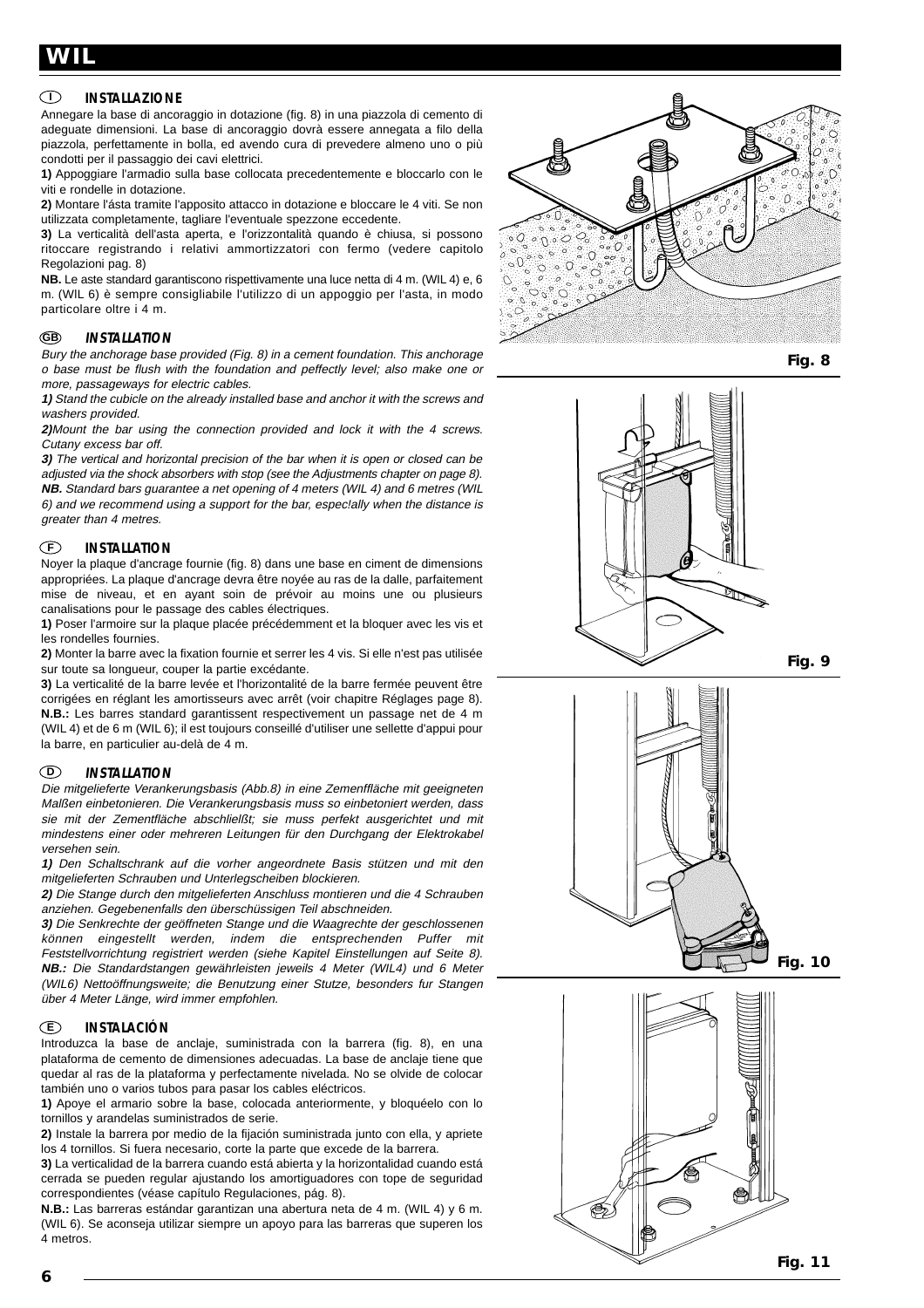# WIL

## (I) INSTALLAZIONE

Annegare la base di ancoraggio in dotazione (fig. 8) in una piazzola di cemento di adeguate dimensioni. La base di ancoraggio dovrà essere annegata a filo della piazzola, perfettamente in bolla, ed avendo cura di prevedere almeno uno o più condotti per il passaggio dei cavi elettrici.

**1)** Appoggiare l'armadio sulla base collocata precedentemente e bloccarlo con le viti e rondelle in dotazione.

**2)** Montare l'ásta tramite l'apposito attacco in dotazione e bloccare le 4 viti. Se non utilizzata completamente, tagliare l'eventuale spezzone eccedente.

**3)** La verticalità dell'asta aperta, e l'orizzontalità quando è chiusa, si possono ritoccare registrando i relativi ammortizzatori con fermo (vedere capitolo Regolazioni pag. 8)

**NB.** Le aste standard garantiscono rispettivamente una luce netta di 4 m. (WIL 4) e, 6 m. (WIL 6) è sempre consigliabile l'utilizzo di un appoggio per l'asta, in modo particolare oltre i 4 m.

## (GB) INSTALLATION

*Bury the anchorage base provided (Fig. 8) in a cement foundation. This anchorage o base must be flush with the foundation and peffectly level; also make one or more, passageways for electric cables.*

***1)** Stand the cubicle on the already installed base and anchor it with the screws and washers provided.*

***2)**Mount the bar using the connection provided and lock it with the 4 screws. Cutany excess bar off.*

***3)** The vertical and horizontal precision of the bar when it is open or closed can be adjusted via the shock absorbers with stop (see the Adjustments chapter on page 8).*

***NB.** Standard bars guarantee a net opening of 4 meters (WIL 4) and 6 metres (WIL 6) and we recommend using a support for the bar, espec!ally when the distance is greater than 4 metres.*

## (F) INSTALLATION

Noyer la plaque d'ancrage fournie (fig. 8) dans une base en ciment de dimensions appropriées. La plaque d'ancrage devra être noyée au ras de la dalle, parfaitement mise de niveau, et en ayant soin de prévoir au moins une ou plusieurs canalisations pour le passage des cables électriques.

**1)** Poser l'armoire sur la plaque placée précédemment et la bloquer avec les vis et les rondelles fournies.

**2)** Monter la barre avec la fixation fournie et serrer les 4 vis. Si elle n'est pas utilisée sur toute sa longueur, couper la partie excédante.

**3)** La verticalité de la barre levée et l'horizontalité de la barre fermée peuvent être corrigées en réglant les amortisseurs avec arrêt (voir chapitre Réglages page 8).

**N.B.:** Les barres standard garantissent respectivement un passage net de 4 m (WIL 4) et de 6 m (WIL 6); il est toujours conseillé d'utiliser une sellette d'appui pour la barre, en particulier au-delà de 4 m.

## (D) INSTALLATION

*Die mitgelieferte Verankerungsbasis (Abb.8) in eine Zemenffläche mit geeigneten Maßen einbetonieren. Die Verankerungsbasis muss so einbetoniert werden, dass sie mit der Zementfläche abschließt; sie muss perfekt ausgerichtet und mit mindestens einer oder mehreren Leitungen für den Durchgang der Elektrokabel versehen sein.*

***1)** Den Schaltschrank auf die vorher angeordnete Basis stützen und mit den mitgelieferten Schrauben und Unterlegscheiben blockieren.*

***2)** Die Stange durch den mitgelieferten Anschluss montieren und die 4 Schrauben anziehen. Gegebenenfalls den überschüssigen Teil abschneiden.*

***3)** Die Senkrechte der geöffneten Stange und die Waagrechte der geschlossenen können eingestellt werden, indem die entsprechenden Puffer mit Feststellvorrichtung registriert werden (siehe Kapitel Einstellungen auf Seite 8).*

***NB.:** Die Standardstangen gewährleisten jeweils 4 Meter (WIL4) und 6 Meter (WIL6) Nettoöffnungsweite; die Benutzung einer Stutze, besonders fur Stangen über 4 Meter Länge, wird immer empfohlen.*

## (E) INSTALACIÓN

Introduzca la base de anclaje, suministrada con la barrera (fig. 8), en una plataforma de cemento de dimensiones adecuadas. La base de anclaje tiene que quedar al ras de la plataforma y perfectamente nivelada. No se olvide de colocar también uno o varios tubos para pasar los cables eléctricos.

**1)** Apoye el armario sobre la base, colocada anteriormente, y bloquéelo con lo tornillos y arandelas suministrados de serie.

**2)** Instale la barrera por medio de la fijación suministrada junto con ella, y apriete los 4 tornillos. Si fuera necesario, corte la parte que excede de la barrera.

**3)** La verticalidad de la barrera cuando está abierta y la horizontalidad cuando está cerrada se pueden regular ajustando los amortiguadores con tope de seguridad correspondientes (véase capítulo Regulaciones, pág. 8).

**N.B.:** Las barreras estándar garantizan una abertura neta de 4 m. (WIL 4) y 6 m. (WIL 6). Se aconseja utilizar siempre un apoyo para las barreras que superen los 4 metros.

Fig. 8

Fig. 9

Fig. 10

Fig. 11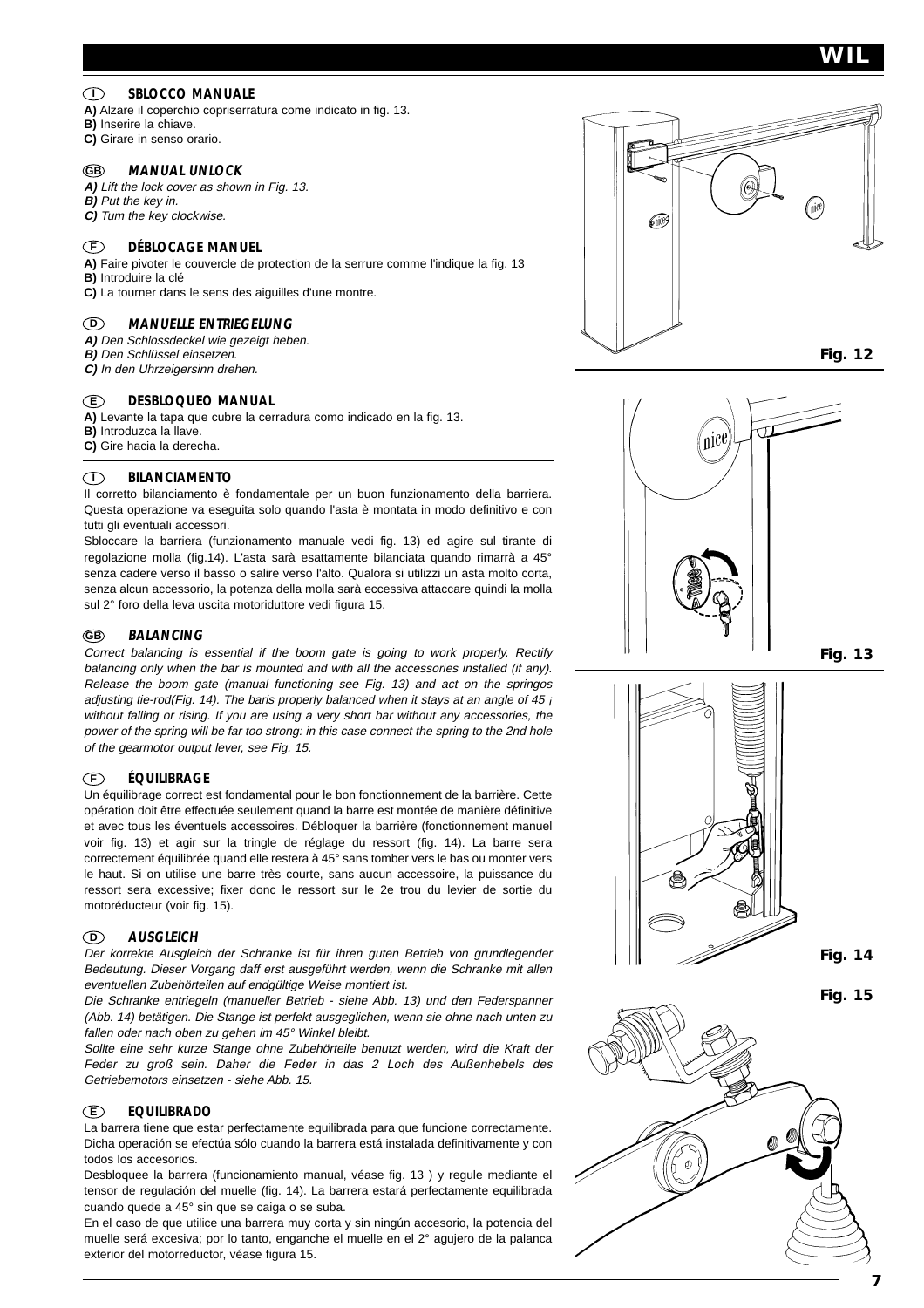## I SBLOCCO MANUALE

**A)** Alzare il coperchio copriserratura come indicato in fig. 13.
**B)** Inserire la chiave.
**C)** Girare in senso orario.

## GB MANUAL UNLOCK

***A)*** *Lift the lock cover as shown in Fig. 13.*
***B)*** *Put the key in.*
***C)*** *Tum the key clockwise.*

## F DÉBLOCAGE MANUEL

**A)** Faire pivoter le couvercle de protection de la serrure comme l'indique la fig. 13
**B)** Introduire la clé
**C)** La tourner dans le sens des aiguilles d'une montre.

## D MANUELLE ENTRIEGELUNG

***A)*** *Den Schlossdeckel wie gezeigt heben.*
***B)*** *Den Schlüssel einsetzen.*
***C)*** *In den Uhrzeigersinn drehen.*

## E DESBLOQUEO MANUAL

**A)** Levante la tapa que cubre la cerradura como indicado en la fig. 13.
**B)** Introduzca la llave.
**C)** Gire hacia la derecha.

## I BILANCIAMENTO

Il corretto bilanciamento è fondamentale per un buon funzionamento della barriera. Questa operazione va eseguita solo quando l'asta è montata in modo definitivo e con tutti gli eventuali accessori.

Sbloccare la barriera (funzionamento manuale vedi fig. 13) ed agire sul tirante di regolazione molla (fig.14). L'asta sarà esattamente bilanciata quando rimarrà a 45° senza cadere verso il basso o salire verso l'alto. Qualora si utilizzi un asta molto corta, senza alcun accessorio, la potenza della molla sarà eccessiva attaccare quindi la molla sul 2° foro della leva uscita motoriduttore vedi figura 15.

## GB BALANCING

*Correct balancing is essential if the boom gate is going to work properly. Rectify balancing only when the bar is mounted and with all the accessories installed (if any). Release the boom gate (manual functioning see Fig. 13) and act on the springos adjusting tie-rod(Fig. 14). The baris properly balanced when it stays at an angle of 45 ¡ without falling or rising. If you are using a very short bar without any accessories, the power of the spring will be far too strong: in this case connect the spring to the 2nd hole of the gearmotor output lever, see Fig. 15.*

## F ÉQUILIBRAGE

Un équilibrage correct est fondamental pour le bon fonctionnement de la barrière. Cette opération doit être effectuée seulement quand la barre est montée de manière définitive et avec tous les éventuels accessoires. Débloquer la barrière (fonctionnement manuel voir fig. 13) et agir sur la tringle de réglage du ressort (fig. 14). La barre sera correctement équilibrée quand elle restera à 45° sans tomber vers le bas ou monter vers le haut. Si on utilise une barre très courte, sans aucun accessoire, la puissance du ressort sera excessive; fixer donc le ressort sur le 2e trou du levier de sortie du motoréducteur (voir fig. 15).

## D AUSGLEICH

*Der korrekte Ausgleich der Schranke ist für ihren guten Betrieb von grundlegender Bedeutung. Dieser Vorgang daff erst ausgeführt werden, wenn die Schranke mit allen eventuellen Zubehörteilen auf endgültige Weise montiert ist.*

*Die Schranke entriegeln (manueller Betrieb - siehe Abb. 13) und den Federspanner (Abb. 14) betätigen. Die Stange ist perfekt ausgeglichen, wenn sie ohne nach unten zu fallen oder nach oben zu gehen im 45° Winkel bleibt.*

*Sollte eine sehr kurze Stange ohne Zubehörteile benutzt werden, wird die Kraft der Feder zu groß sein. Daher die Feder in das 2 Loch des Außenhebels des Getriebemotors einsetzen - siehe Abb. 15.*

## E EQUILIBRADO

La barrera tiene que estar perfectamente equilibrada para que funcione correctamente. Dicha operación se efectúa sólo cuando la barrera está instalada definitivamente y con todos los accesorios.

Desbloquee la barrera (funcionamiento manual, véase fig. 13 ) y regule mediante el tensor de regulación del muelle (fig. 14). La barrera estará perfectamente equilibrada cuando quede a 45° sin que se caiga o se suba.

En el caso de que utilice una barrera muy corta y sin ningún accesorio, la potencia del muelle será excesiva; por lo tanto, enganche el muelle en el 2° agujero de la palanca exterior del motorreductor, véase figura 15.

Fig. 12

Fig. 13

Fig. 14

Fig. 15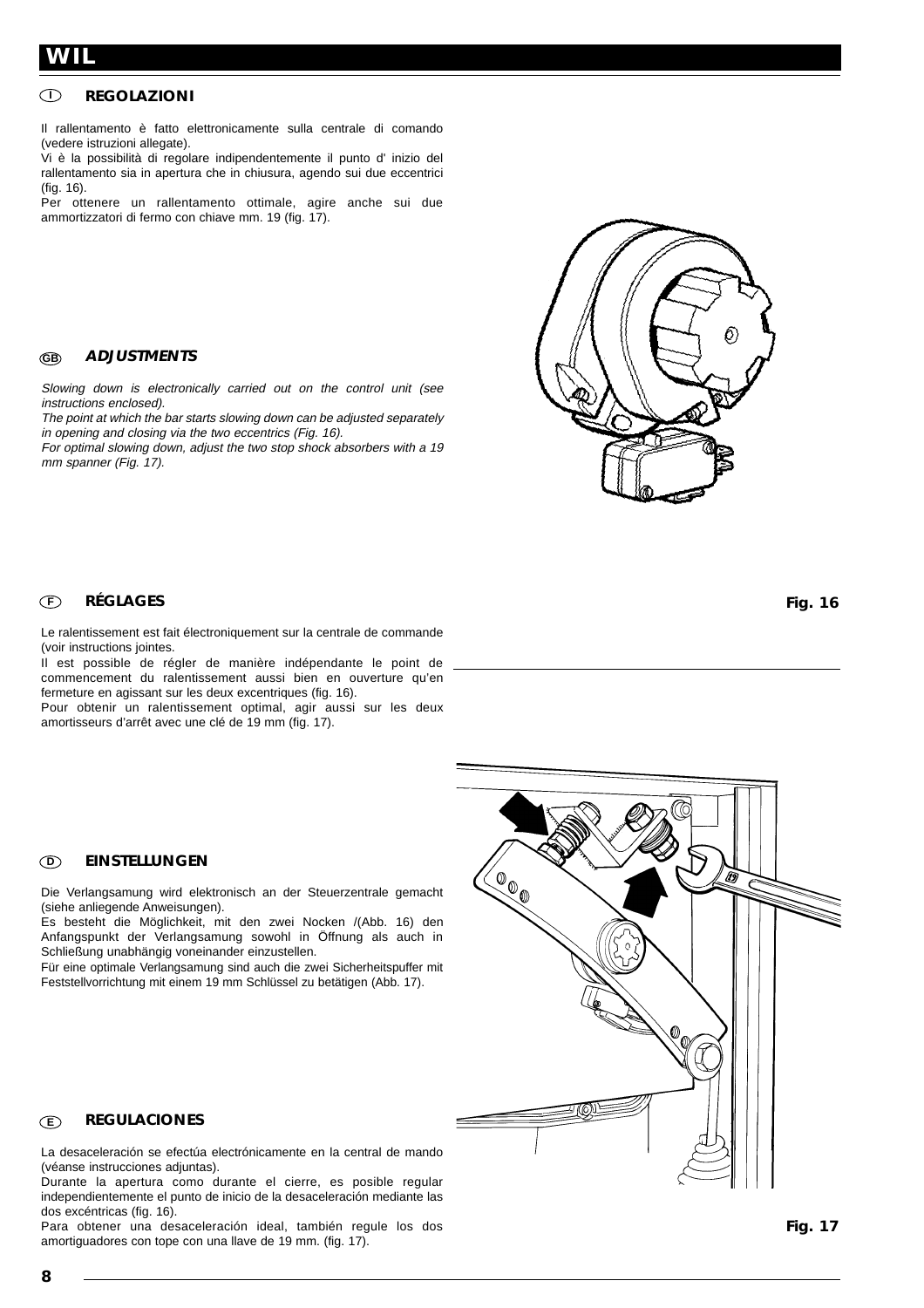## I REGOLAZIONI

Il rallentamento è fatto elettronicamente sulla centrale di comando (vedere istruzioni allegate).
Vi è la possibilità di regolare indipendentemente il punto d' inizio del rallentamento sia in apertura che in chiusura, agendo sui due eccentrici (fig. 16).
Per ottenere un rallentamento ottimale, agire anche sui due ammortizzatori di fermo con chiave mm. 19 (fig. 17).

## GB *ADJUSTMENTS*

*Slowing down is electronically carried out on the control unit (see instructions enclosed).*
*The point at which the bar starts slowing down can be adjusted separately in opening and closing via the two eccentrics (Fig. 16).*
*For optimal slowing down, adjust the two stop shock absorbers with a 19 mm spanner (Fig. 17).*

## F RÉGLAGES

Le ralentissement est fait électroniquement sur la centrale de commande (voir instructions jointes.
Il est possible de régler de manière indépendante le point de commencement du ralentissement aussi bien en ouverture qu'en fermeture en agissant sur les deux excentriques (fig. 16).
Pour obtenir un ralentissement optimal, agir aussi sur les deux amortisseurs d'arrêt avec une clé de 19 mm (fig. 17).

**Fig. 16**

## D EINSTELLUNGEN

Die Verlangsamung wird elektronisch an der Steuerzentrale gemacht (siehe anliegende Anweisungen).
Es besteht die Möglichkeit, mit den zwei Nocken /(Abb. 16) den Anfangspunkt der Verlangsamung sowohl in Öffnung als auch in Schließung unabhängig voneinander einzustellen.
Für eine optimale Verlangsamung sind auch die zwei Sicherheitspuffer mit Feststellvorrichtung mit einem 19 mm Schlüssel zu betätigen (Abb. 17).

## E REGULACIONES

La desaceleración se efectúa electrónicamente en la central de mando (véanse instrucciones adjuntas).
Durante la apertura como durante el cierre, es posible regular independientemente el punto de inicio de la desaceleración mediante las dos excéntricas (fig. 16).
Para obtener una desaceleración ideal, también regule los dos amortiguadores con tope con una llave de 19 mm. (fig. 17).

**Fig. 17**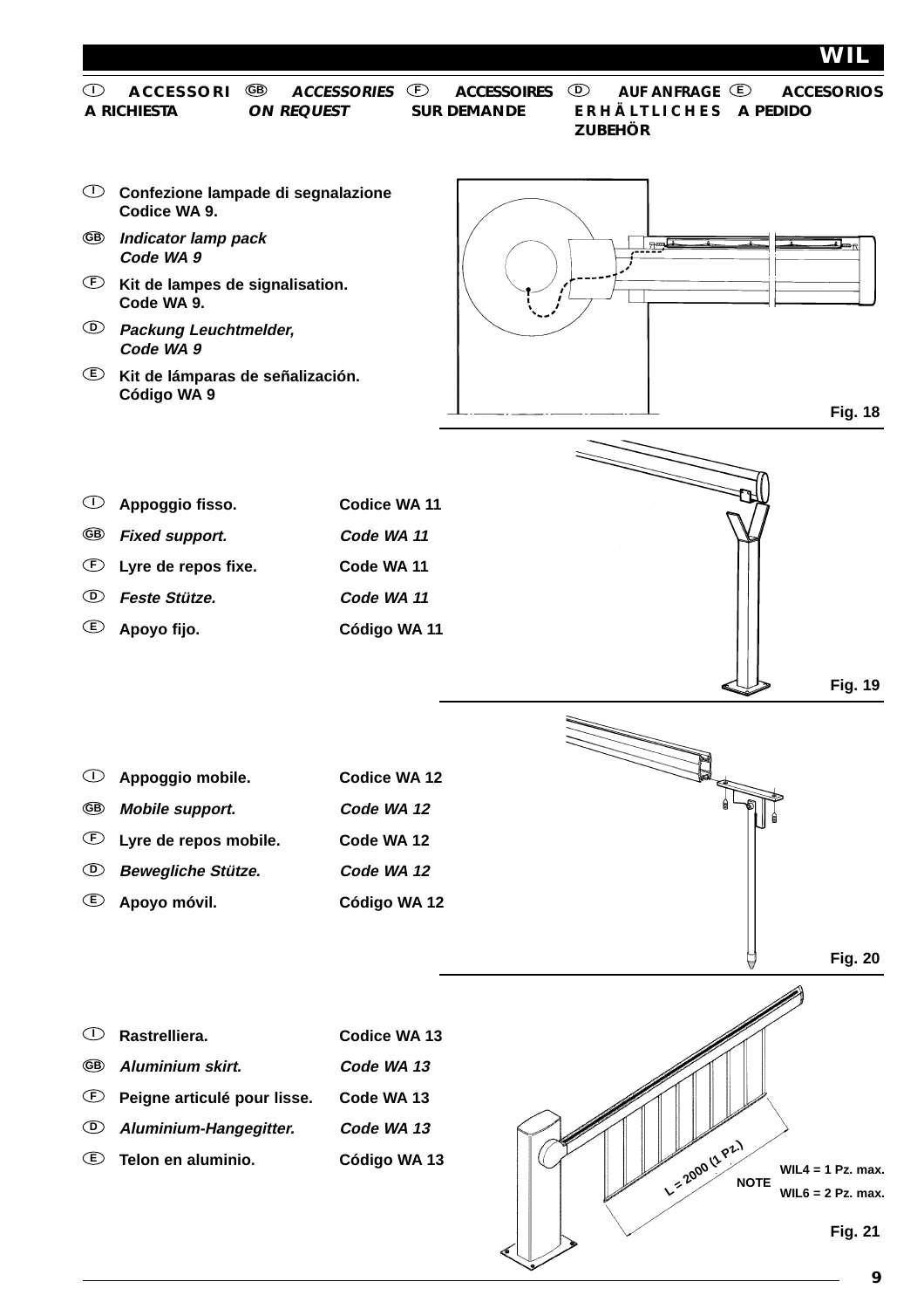**I ACCESSORI A RICHIESTA** **GB *ACCESSORIES ON REQUEST*** **F ACCESSOIRES SUR DEMANDE** **D AUF ANFRAGE ERHÄLTLICHES ZUBEHÖR** **E ACCESORIOS A PEDIDO**

I **Confezione lampade di segnalazione Codice WA 9.**

GB ***Indicator lamp pack Code WA 9***

F **Kit de lampes de signalisation. Code WA 9.**

D ***Packung Leuchtmelder, Code WA 9***

E **Kit de lámparas de señalización. Código WA 9**

Fig. 18

| | | |
|---|---|---|
| I | **Appoggio fisso.** | **Codice WA 11** |
| GB | ***Fixed support.*** | ***Code WA 11*** |
| F | **Lyre de repos fixe.** | **Code WA 11** |
| D | ***Feste Stütze.*** | ***Code WA 11*** |
| E | **Apoyo fijo.** | **Código WA 11** |

Fig. 19

| | | |
|---|---|---|
| I | **Appoggio mobile.** | **Codice WA 12** |
| GB | ***Mobile support.*** | ***Code WA 12*** |
| F | **Lyre de repos mobile.** | **Code WA 12** |
| D | ***Bewegliche Stütze.*** | ***Code WA 12*** |
| E | **Apoyo móvil.** | **Código WA 12** |

Fig. 20

| | | |
|---|---|---|
| I | **Rastrelliera.** | **Codice WA 13** |
| GB | ***Aluminium skirt.*** | ***Code WA 13*** |
| F | **Peigne articulé pour lisse.** | **Code WA 13** |
| D | ***Aluminium-Hangegitter.*** | ***Code WA 13*** |
| E | **Telon en aluminio.** | **Código WA 13** |

L = 2000 (1 Pz.)

NOTE
WIL4 = 1 Pz. max.
WIL6 = 2 Pz. max.

Fig. 21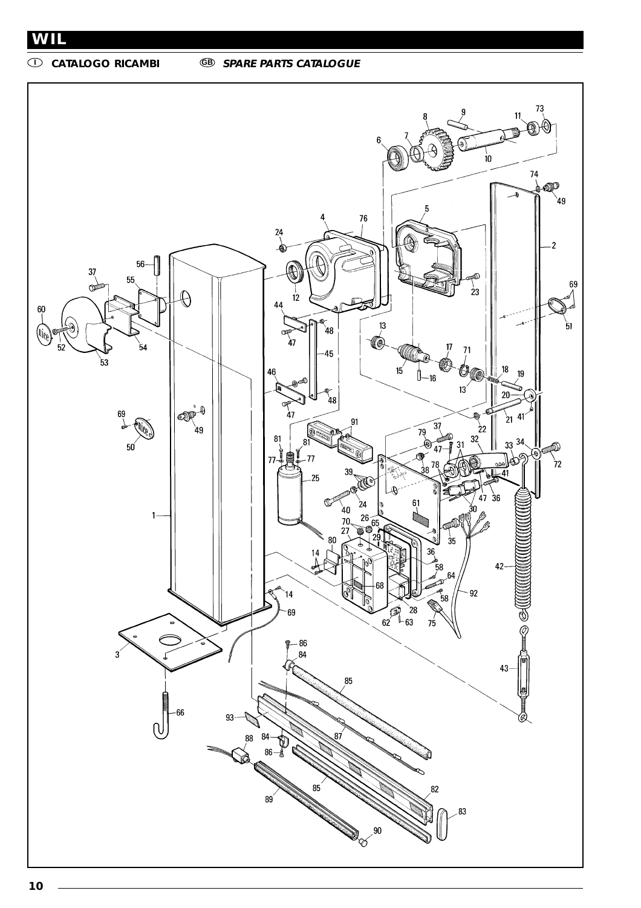# WIL

Ⓘ **CATALOGO RICAMBI** ⒼⒷ ***SPARE PARTS CATALOGUE***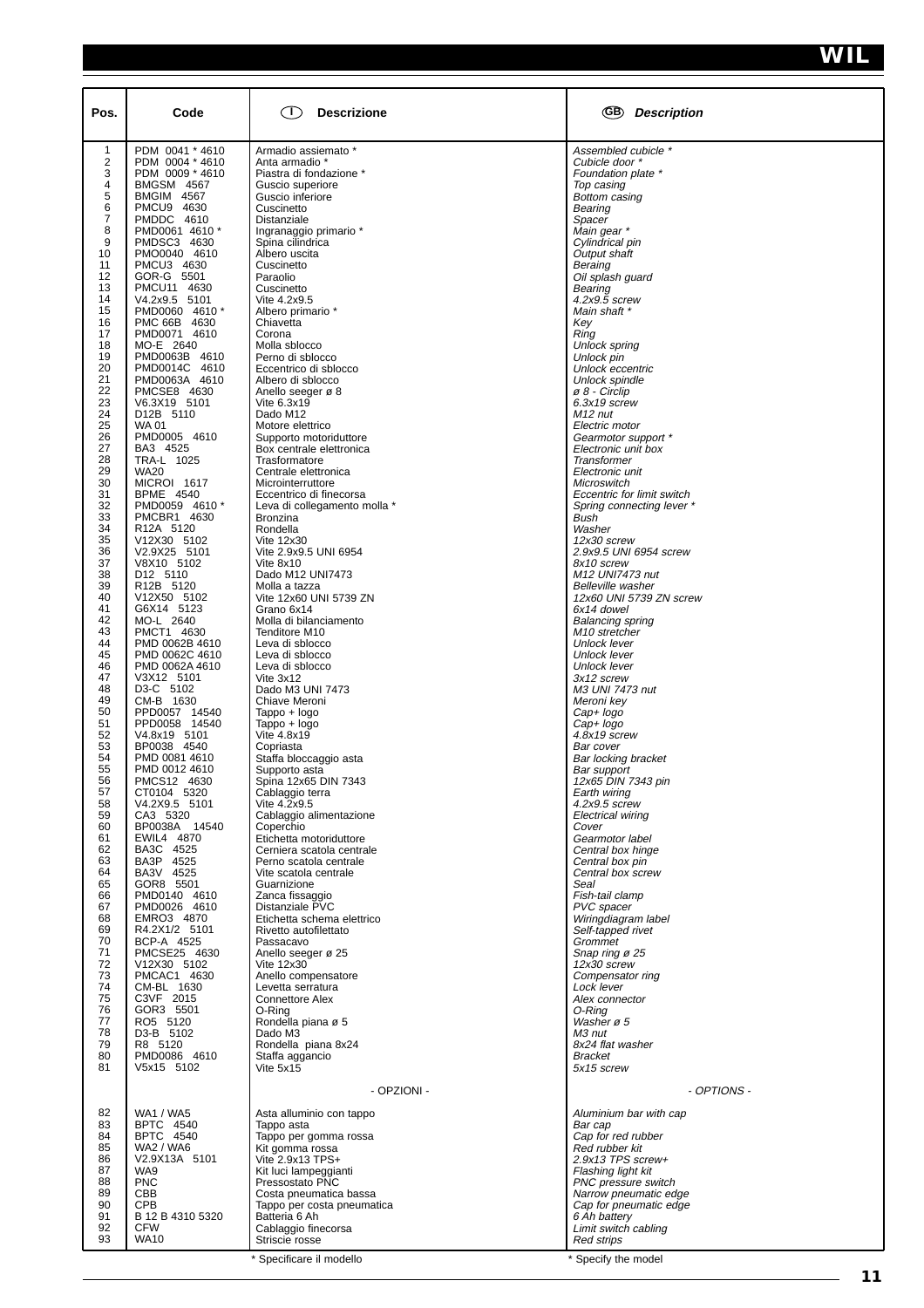| Pos. | Code | (I) Descrizione | (GB) Description |
|---|---|---|---|
| 1 | PDM 0041 * 4610 | Armadio assiemato * | *Assembled cubicle ** |
| 2 | PDM 0004 * 4610 | Anta armadio * | *Cubicle door ** |
| 3 | PDM 0009 * 4610 | Piastra di fondazione * | *Foundation plate ** |
| 4 | BMGSM 4567 | Guscio superiore | *Top casing* |
| 5 | BMGIM 4567 | Guscio inferiore | *Bottom casing* |
| 6 | PMCU9 4630 | Cuscinetto | *Bearing* |
| 7 | PMDDC 4610 | Distanziale | *Spacer* |
| 8 | PMD0061 4610 * | Ingranaggio primario * | *Main gear ** |
| 9 | PMDSC3 4630 | Spina cilindrica | *Cylindrical pin* |
| 10 | PMO0040 4610 | Albero uscita | *Output shaft* |
| 11 | PMCU3 4630 | Cuscinetto | *Beraing* |
| 12 | GOR-G 5501 | Paraolio | *Oil splash guard* |
| 13 | PMCU11 4630 | Cuscinetto | *Bearing* |
| 14 | V4.2x9.5 5101 | Vite 4.2x9.5 | *4.2x9.5 screw* |
| 15 | PMD0060 4610 * | Albero primario * | *Main shaft ** |
| 16 | PMC 66B 4630 | Chiavetta | *Key* |
| 17 | PMD0071 4610 | Corona | *Ring* |
| 18 | MO-E 2640 | Molla sblocco | *Unlock spring* |
| 19 | PMD0063B 4610 | Perno di sblocco | *Unlock pin* |
| 20 | PMD0014C 4610 | Eccentrico di sblocco | *Unlock eccentric* |
| 21 | PMD0063A 4610 | Albero di sblocco | *Unlock spindle* |
| 22 | PMCSE8 4630 | Anello seeger ø 8 | *ø 8 - Circlip* |
| 23 | V6.3X19 5101 | Vite 6.3x19 | *6.3x19 screw* |
| 24 | D12B 5110 | Dado M12 | *M12 nut* |
| 25 | WA 01 | Motore elettrico | *Electric motor* |
| 26 | PMD0005 4610 | Supporto motoriduttore | *Gearmotor support ** |
| 27 | BA3 4525 | Box centrale elettronica | *Electronic unit box* |
| 28 | TRA-L 1025 | Trasformatore | *Transformer* |
| 29 | WA20 | Centrale elettronica | *Electronic unit* |
| 30 | MICROI 1617 | Microinterruttore | *Microswitch* |
| 31 | BPME 4540 | Eccentrico di finecorsa | *Eccentric for limit switch* |
| 32 | PMD0059 4610 * | Leva di collegamento molla * | *Spring connecting lever ** |
| 33 | PMCBR1 4630 | Bronzina | *Bush* |
| 34 | R12A 5120 | Rondella | *Washer* |
| 35 | V12X30 5102 | Vite 12x30 | *12x30 screw* |
| 36 | V2.9X25 5101 | Vite 2.9x9.5 UNI 6954 | *2.9x9.5 UNI 6954 screw* |
| 37 | V8X10 5102 | Vite 8x10 | *8x10 screw* |
| 38 | D12 5110 | Dado M12 UNI7473 | *M12 UNI7473 nut* |
| 39 | R12B 5120 | Molla a tazza | *Belleville washer* |
| 40 | V12X50 5102 | Vite 12x60 UNI 5739 ZN | *12x60 UNI 5739 ZN screw* |
| 41 | G6X14 5123 | Grano 6x14 | *6x14 dowel* |
| 42 | MO-L 2640 | Molla di bilanciamento | *Balancing spring* |
| 43 | PMCT1 4630 | Tenditore M10 | *M10 stretcher* |
| 44 | PMD 0062B 4610 | Leva di sblocco | *Unlock lever* |
| 45 | PMD 0062C 4610 | Leva di sblocco | *Unlock lever* |
| 46 | PMD 0062A 4610 | Leva di sblocco | *Unlock lever* |
| 47 | V3X12 5101 | Vite 3x12 | *3x12 screw* |
| 48 | D3-C 5102 | Dado M3 UNI 7473 | *M3 UNI 7473 nut* |
| 49 | CM-B 1630 | Chiave Meroni | *Meroni key* |
| 50 | PPD0057 14540 | Tappo + logo | *Cap+ logo* |
| 51 | PPD0058 14540 | Tappo + logo | *Cap+ logo* |
| 52 | V4.8x19 5101 | Vite 4.8x19 | *4.8x19 screw* |
| 53 | BP0038 4540 | Copriasta | *Bar cover* |
| 54 | PMD 0081 4610 | Staffa bloccaggio asta | *Bar locking bracket* |
| 55 | PMD 0012 4610 | Supporto asta | *Bar support* |
| 56 | PMCS12 4630 | Spina 12x65 DIN 7343 | *12x65 DIN 7343 pin* |
| 57 | CT0104 5320 | Cablaggio terra | *Earth wiring* |
| 58 | V4.2X9.5 5101 | Vite 4.2x9.5 | *4.2x9.5 screw* |
| 59 | CA3 5320 | Cablaggio alimentazione | *Electrical wiring* |
| 60 | BP0038A 14540 | Coperchio | *Cover* |
| 61 | EWIL4 4870 | Etichetta motoriduttore | *Gearmotor label* |
| 62 | BA3C 4525 | Cerniera scatola centrale | *Central box hinge* |
| 63 | BA3P 4525 | Perno scatola centrale | *Central box pin* |
| 64 | BA3V 4525 | Vite scatola centrale | *Central box screw* |
| 65 | GOR8 5501 | Guarnizione | *Seal* |
| 66 | PMD0140 4610 | Zanca fissaggio | *Fish-tail clamp* |
| 67 | PMD0026 4610 | Distanziale PVC | *PVC spacer* |
| 68 | EMRO3 4870 | Etichetta schema elettrico | *Wiringdiagram label* |
| 69 | R4.2X1/2 5101 | Rivetto autofilettato | *Self-tapped rivet* |
| 70 | BCP-A 4525 | Passacavo | *Grommet* |
| 71 | PMCSE25 4630 | Anello seeger ø 25 | *Snap ring ø 25* |
| 72 | V12X30 5102 | Vite 12x30 | *12x30 screw* |
| 73 | PMCAC1 4630 | Anello compensatore | *Compensator ring* |
| 74 | CM-BL 1630 | Levetta serratura | *Lock lever* |
| 75 | C3VF 2015 | Connettore Alex | *Alex connector* |
| 76 | GOR3 5501 | O-Ring | *O-Ring* |
| 77 | RO5 5120 | Rondella piana ø 5 | *Washer ø 5* |
| 78 | D3-B 5102 | Dado M3 | *M3 nut* |
| 79 | R8 5120 | Rondella piana 8x24 | *8x24 flat washer* |
| 80 | PMD0086 4610 | Staffa aggancio | *Bracket* |
| 81 | V5x15 5102 | Vite 5x15 | *5x15 screw* |
| | | - OPZIONI - | *- OPTIONS -* |
| 82 | WA1 / WA5 | Asta alluminio con tappo | *Aluminium bar with cap* |
| 83 | BPTC 4540 | Tappo asta | *Bar cap* |
| 84 | BPTC 4540 | Tappo per gomma rossa | *Cap for red rubber* |
| 85 | WA2 / WA6 | Kit gomma rossa | *Red rubber kit* |
| 86 | V2.9X13A 5101 | Vite 2.9x13 TPS+ | *2.9x13 TPS screw+* |
| 87 | WA9 | Kit luci lampeggianti | *Flashing light kit* |
| 88 | PNC | Pressostato PNC | *PNC pressure switch* |
| 89 | CBB | Costa pneumatica bassa | *Narrow pneumatic edge* |
| 90 | CPB | Tappo per costa pneumatica | *Cap for pneumatic edge* |
| 91 | B 12 B 4310 5320 | Batteria 6 Ah | *6 Ah battery* |
| 92 | CFW | Cablaggio finecorsa | *Limit switch cabling* |
| 93 | WA10 | Striscie rosse | *Red strips* |

\* Specificare il modello

\* Specify the model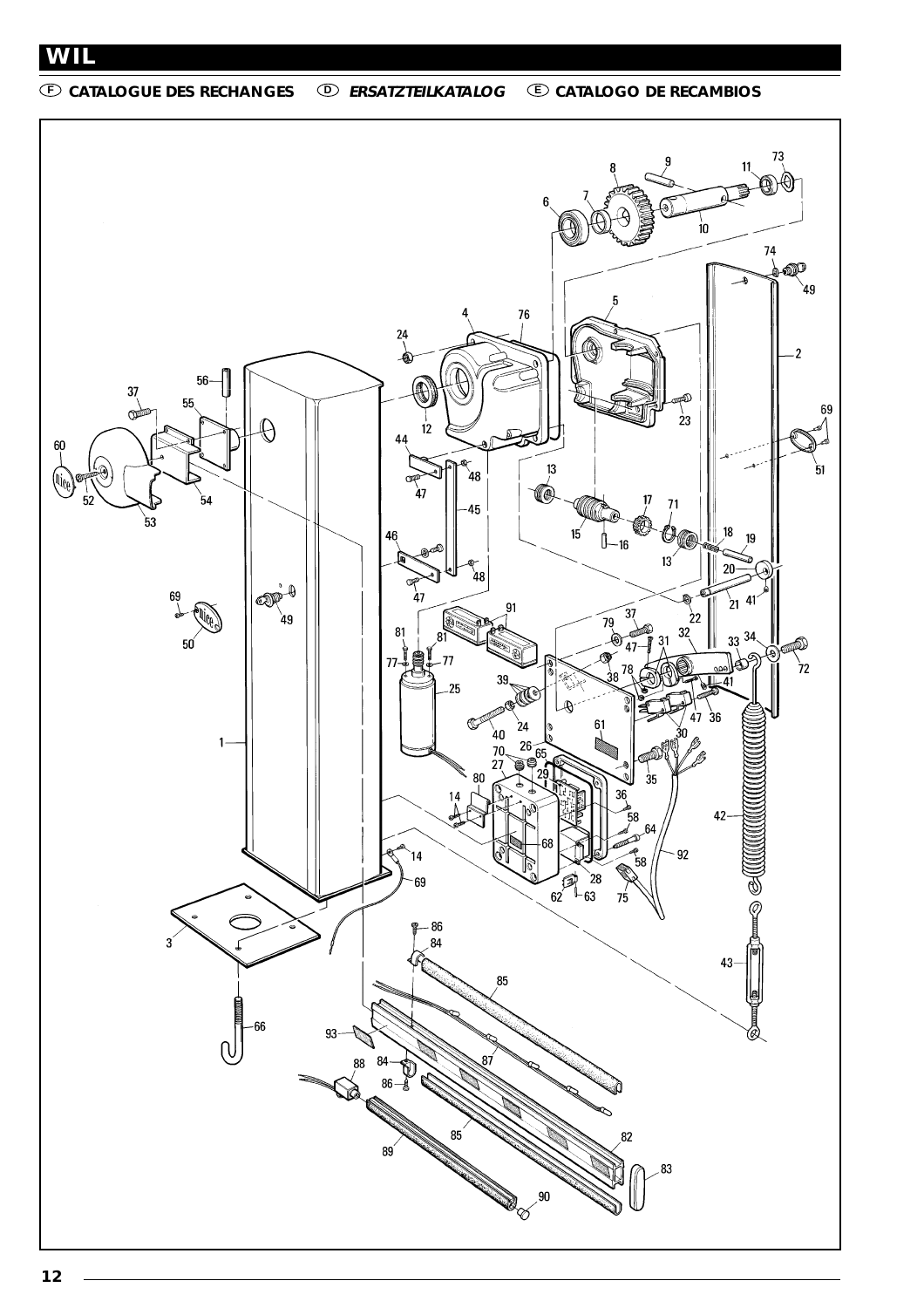# WIL

Ⓕ **CATALOGUE DES RECHANGES** Ⓓ ***ERSATZTEILKATALOG*** Ⓔ **CATALOGO DE RECAMBIOS**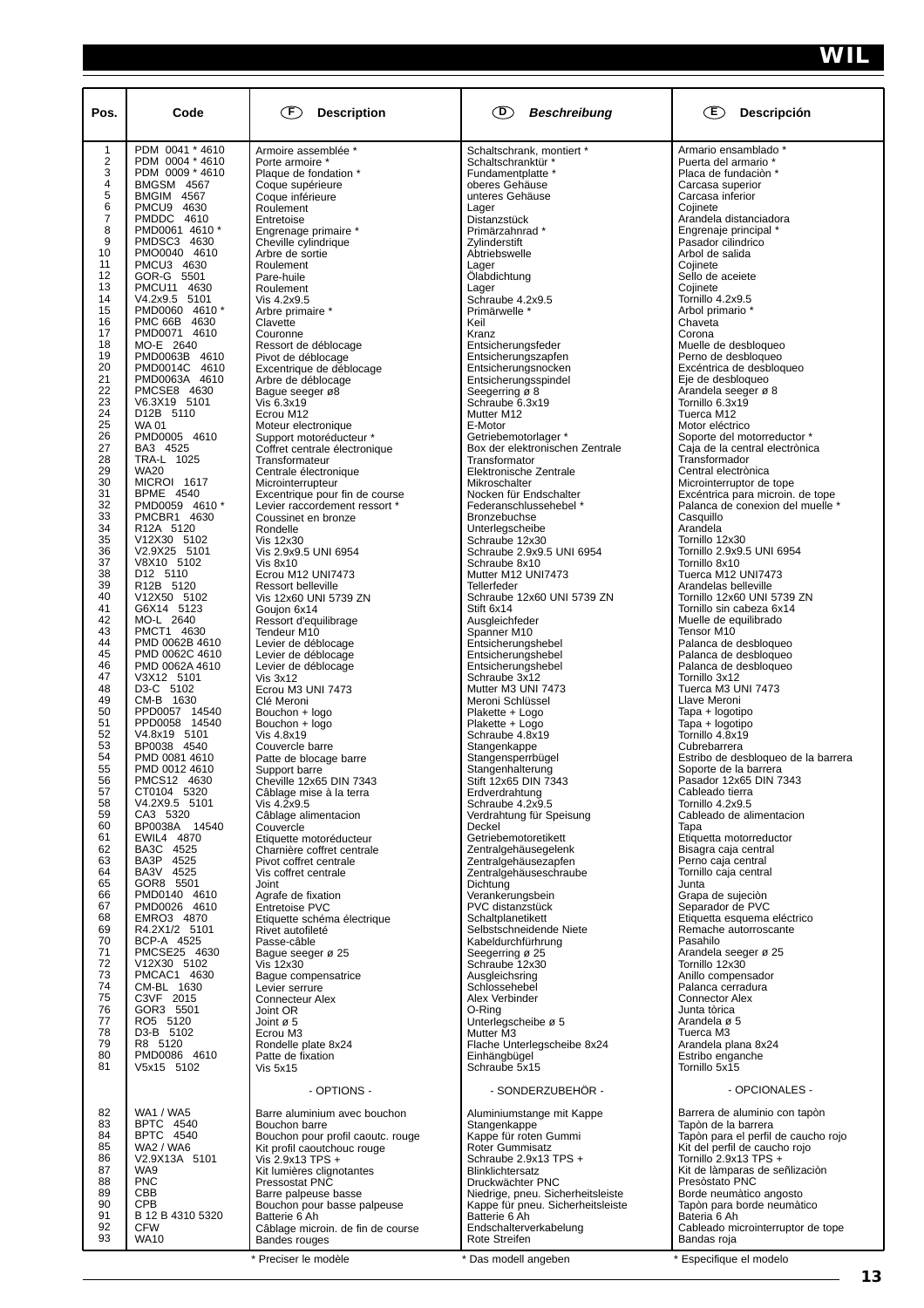| Pos. | Code | (F) Description | (D) *Beschreibung* | (E) Descripción |
|---|---|---|---|---|
| 1 | PDM 0041 * 4610 | Armoire assemblée * | Schaltschrank, montiert * | Armario ensamblado * |
| 2 | PDM 0004 * 4610 | Porte armoire * | Schaltschranktür * | Puerta del armario * |
| 3 | PDM 0009 * 4610 | Plaque de fondation * | Fundamentplatte * | Placa de fundaciòn * |
| 4 | BMGSM 4567 | Coque supérieure | oberes Gehäuse | Carcasa superior |
| 5 | BMGIM 4567 | Coque inférieure | unteres Gehäuse | Carcasa inferior |
| 6 | PMCU9 4630 | Roulement | Lager | Cojinete |
| 7 | PMDDC 4610 | Entretoise | Distanzstück | Arandela distanciadora |
| 8 | PMD0061 4610 * | Engrenage primaire * | Primärzahnrad * | Engrenaje principal * |
| 9 | PMDSC3 4630 | Cheville cylindrique | Zylinderstift | Pasador cilindrico |
| 10 | PMO0040 4610 | Arbre de sortie | Abtriebswelle | Arbol de salida |
| 11 | PMCU3 4630 | Roulement | Lager | Cojinete |
| 12 | GOR-G 5501 | Pare-huile | Ölabdichtung | Sello de aceite |
| 13 | PMCU11 4630 | Roulement | Lager | Cojinete |
| 14 | V4.2x9.5 5101 | Vis 4.2x9.5 | Schraube 4.2x9.5 | Tornillo 4.2x9.5 |
| 15 | PMD0060 4610 * | Arbre primaire * | Primärwelle * | Arbol primario * |
| 16 | PMC 66B 4630 | Clavette | Keil | Chaveta |
| 17 | PMD0071 4610 | Couronne | Kranz | Corona |
| 18 | MO-E 2640 | Ressort de déblocage | Entsicherungsfeder | Muelle de desbloqueo |
| 19 | PMD0063B 4610 | Pivot de déblocage | Entsicherungszapfen | Perno de desbloqueo |
| 20 | PMD0014C 4610 | Excentrique de déblocage | Entsicherungsnocken | Excéntrica de desbloqueo |
| 21 | PMD0063A 4610 | Arbre de déblocage | Entsicherungsspindel | Eje de desbloqueo |
| 22 | PMCSE8 4630 | Bague seeger ø8 | Seegerring ø 8 | Arandela seeger ø 8 |
| 23 | V6.3X19 5101 | Vis 6.3x19 | Schraube 6.3x19 | Tornillo 6.3x19 |
| 24 | D12B 5110 | Ecrou M12 | Mutter M12 | Tuerca M12 |
| 25 | WA 01 | Moteur electronique | E-Motor | Motor eléctrico |
| 26 | PMD0005 4610 | Support motoréducteur * | Getriebemotorlager * | Soporte del motorreductor * |
| 27 | BA3 4525 | Coffret centrale électronique | Box der elektronischen Zentrale | Caja de la central electrònica |
| 28 | TRA-L 1025 | Transformateur | Transformator | Transformador |
| 29 | WA20 | Centrale électronique | Elektronische Zentrale | Central electrònica |
| 30 | MICROI 1617 | Microinterrupteur | Mikroschalter | Microinterruptor de tope |
| 31 | BPME 4540 | Excentrique pour fin de course | Nocken für Endschalter | Excéntrica para microin. de tope |
| 32 | PMD0059 4610 * | Levier raccordement ressort * | Federanschlussehebel * | Palanca de conexion del muelle * |
| 33 | PMCBR1 4630 | Coussinet en bronze | Bronzebuchse | Casquillo |
| 34 | R12A 5120 | Rondelle | Unterlegscheibe | Arandela |
| 35 | V12X30 5102 | Vis 12x30 | Schraube 12x30 | Tornillo 12x30 |
| 36 | V2.9X25 5101 | Vis 2.9x9.5 UNI 6954 | Schraube 2.9x9.5 UNI 6954 | Tornillo 2.9x9.5 UNI 6954 |
| 37 | V8X10 5102 | Vis 8x10 | Schraube 8x10 | Tornillo 8x10 |
| 38 | D12 5110 | Ecrou M12 UNI7473 | Mutter M12 UNI7473 | Tuerca M12 UNI7473 |
| 39 | R12B 5120 | Ressort belleville | Tellerfeder | Arandelas belleville |
| 40 | V12X50 5102 | Vis 12x60 UNI 5739 ZN | Schraube 12x60 UNI 5739 ZN | Tornillo 12x60 UNI 5739 ZN |
| 41 | G6X14 5123 | Goujon 6x14 | Stift 6x14 | Tornillo sin cabeza 6x14 |
| 42 | MO-L 2640 | Ressort d'equilibrage | Ausgleichfeder | Muelle de equilibrado |
| 43 | PMCT1 4630 | Tendeur M10 | Spanner M10 | Tensor M10 |
| 44 | PMD 0062B 4610 | Levier de déblocage | Entsicherungshebel | Palanca de desbloqueo |
| 45 | PMD 0062C 4610 | Levier de déblocage | Entsicherungshebel | Palanca de desbloqueo |
| 46 | PMD 0062A 4610 | Levier de déblocage | Entsicherungshebel | Palanca de desbloqueo |
| 47 | V3X12 5101 | Vis 3x12 | Schraube 3x12 | Tornillo 3x12 |
| 48 | D3-C 5102 | Ecrou M3 UNI 7473 | Mutter M3 UNI 7473 | Tuerca M3 UNI 7473 |
| 49 | CM-B 1630 | Clé Meroni | Meroni Schlüssel | Llave Meroni |
| 50 | PPD0057 14540 | Bouchon + logo | Plakette + Logo | Tapa + logotipo |
| 51 | PPD0058 14540 | Bouchon + logo | Plakette + Logo | Tapa + logotipo |
| 52 | V4.8x19 5101 | Vis 4.8x19 | Schraube 4.8x19 | Tornillo 4.8x19 |
| 53 | BP0038 4540 | Couvercle barre | Stangenkappe | Cubrebarrera |
| 54 | PMD 0081 4610 | Patte de blocage barre | Stangensperrbügel | Estribo de desbloqueo de la barrera |
| 55 | PMD 0012 4610 | Support barre | Stangenhalterung | Soporte de la barrera |
| 56 | PMCS12 4630 | Cheville 12x65 DIN 7343 | Stift 12x65 DIN 7343 | Pasador 12x65 DIN 7343 |
| 57 | CT0104 5320 | Câblage mise à la terra | Erdverdrahtung | Cableado tierra |
| 58 | V4.2X9.5 5101 | Vis 4.2x9.5 | Schraube 4.2x9.5 | Tornillo 4.2x9.5 |
| 59 | CA3 5320 | Câblage alimentacion | Verdrahtung für Speisung | Cableado de alimentacion |
| 60 | BP0038A 14540 | Couvercle | Deckel | Tapa |
| 61 | EWIL4 4870 | Etiquette motoréducteur | Getriebemotoretikett | Etiquetta motorreductor |
| 62 | BA3C 4525 | Charnière coffret centrale | Zentralgehäusegelenk | Bisagra caja central |
| 63 | BA3P 4525 | Pivot coffret centrale | Zentralgehäusezapfen | Perno caja central |
| 64 | BA3V 4525 | Vis coffret centrale | Zentralgehäuseschraube | Tornillo caja central |
| 65 | GOR8 5501 | Joint | Dichtung | Junta |
| 66 | PMD0140 4610 | Agrafe de fixation | Verankerungsbein | Grapa de sujeciòn |
| 67 | PMD0026 4610 | Entretoise PVC | PVC distanzstück | Separador de PVC |
| 68 | EMRO3 4870 | Etiquette schéma électrique | Schaltplanetikett | Etiquetta esquema eléctrico |
| 69 | R4.2X1/2 5101 | Rivet autofileté | Selbstschneidende Niete | Remache autorroscante |
| 70 | BCP-A 4525 | Passe-câble | Kabeldurchführung | Pasahilo |
| 71 | PMCSE25 4630 | Bague seeger ø 25 | Seegerring ø 25 | Arandela seeger ø 25 |
| 72 | V12X30 5102 | Vis 12x30 | Schraube 12x30 | Tornillo 12x30 |
| 73 | PMCAC1 4630 | Bague compensatrice | Ausgleichsring | Anillo compensador |
| 74 | CM-BL 1630 | Levier serrure | Schlossehebel | Palanca cerradura |
| 75 | C3VF 2015 | Connecteur Alex | Alex Verbinder | Connector Alex |
| 76 | GOR3 5501 | Joint OR | O-Ring | Junta tòrica |
| 77 | RO5 5120 | Joint ø 5 | Unterlegscheibe ø 5 | Arandela ø 5 |
| 78 | D3-B 5102 | Ecrou M3 | Mutter M3 | Tuerca M3 |
| 79 | R8 5120 | Rondelle plate 8x24 | Flache Unterlegscheibe 8x24 | Arandela plana 8x24 |
| 80 | PMD0086 4610 | Patte de fixation | Einhängbügel | Estribo enganche |
| 81 | V5x15 5102 | Vis 5x15 | Schraube 5x15 | Tornillo 5x15 |
| | | - OPTIONS - | - SONDERZUBEHÖR - | - OPCIONALES - |
| 82 | WA1 / WA5 | Barre aluminium avec bouchon | Aluminiumstange mit Kappe | Barrera de aluminio con tapòn |
| 83 | BPTC 4540 | Bouchon barre | Stangenkappe | Tapòn de la barrera |
| 84 | BPTC 4540 | Bouchon pour profil caoutc. rouge | Kappe für roten Gummi | Tapòn para el perfil de caucho rojo |
| 85 | WA2 / WA6 | Kit profil caoutchouc rouge | Roter Gummisatz | Kit del perfil de caucho rojo |
| 86 | V2.9X13A 5101 | Vis 2.9x13 TPS + | Schraube 2.9x13 TPS + | Tornillo 2.9x13 TPS + |
| 87 | WA9 | Kit lumières clignotantes | Blinklichtersatz | Kit de lámparas de señlizaciòn |
| 88 | PNC | Pressostat PNC | Druckwächter PNC | Presòstato PNC |
| 89 | CBB | Barre palpeuse basse | Niedrige, pneu. Sicherheitsleiste | Borde neumàtico angosto |
| 90 | CPB | Bouchon pour basse palpeuse | Kappe für pneu. Sicherheitsleiste | Tapòn para borde neumàtico |
| 91 | B 12 B 4310 5320 | Batterie 6 Ah | Batterie 6 Ah | Bateria 6 Ah |
| 92 | CFW | Câblage microin. de fin de course | Endschalterverkabelung | Cableado microinterruptor de tope |
| 93 | WA10 | Bandes rouges | Rote Streifen | Bandas roja |
| | | * Preciser le modèle | * Das modell angeben | * Especifique el modelo |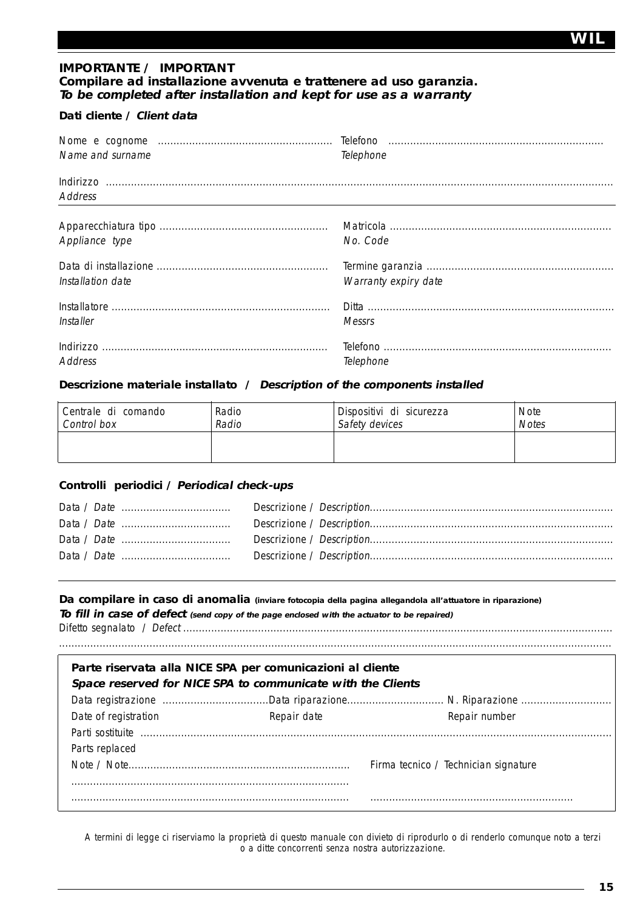**IMPORTANTE / IMPORTANT**
**Compilare ad installazione avvenuta e trattenere ad uso garanzia.**
***To be completed after installation and kept for use as a warranty***

**Dati cliente / *Client data***

Nome e cognome ........................................................ Telefono ....................................................................
*Name and surname* *Telephone*

Indirizzo ..............................................................................................................................................................
*Address*

Apparecchiatura tipo ...................................................... Matricola .......................................................................
*Appliance type* *No. Code*

Data di installazione ....................................................... Termine garanzia ............................................................
*Installation date* *Warranty expiry date*

Installatore ..................................................................... Ditta ..............................................................................
*Installer* *Messrs*

Indirizzo ......................................................................... Telefono ........................................................................
*Address* *Telephone*

**Descrizione materiale installato / *Description of the components installed***

| Centrale di comando *Control box* | Radio *Radio* | Dispositivi di sicurezza *Safety devices* | Note *Notes* |
|---|---|---|---|
| | | | |

**Controlli periodici / *Periodical check-ups***

Data / *Date* ................................... Descrizione / *Description*..............................................................................
Data / *Date* ................................... Descrizione / *Description*..............................................................................
Data / *Date* ................................... Descrizione / *Description*..............................................................................
Data / *Date* ................................... Descrizione / *Description*..............................................................................

**Da compilare in caso di anomalia** **(inviare fotocopia della pagina allegandola all'attuatore in riparazione)**
***To fill in case of defect*** ***(send copy of the page enclosed with the actuator to be repaired)***
Difetto segnalato / *Defect* .......................................................................................................................................
..............................................................................................................................................................................

**Parte riservata alla NICE SPA per comunicazioni al cliente**
***Space reserved for NICE SPA to communicate with the Clients***

Data registrazione ..................................Data riparazione............................... N. Riparazione .............................
Date of registration Repair date Repair number

Parti sostituite ......................................................................................................................................................
Parts replaced

Note / Note....................................................................... Firma tecnico / Technician signature
.........................................................................................
......................................................................................... ................................................................

A termini di legge ci riserviamo la proprietà di questo manuale con divieto di riprodurlo o di renderlo comunque noto a terzi o a ditte concorrenti senza nostra autorizzazione.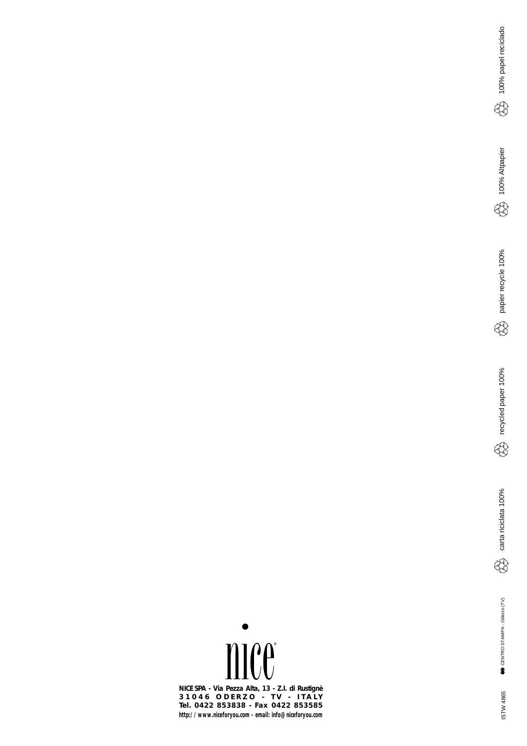nice

**NICE SPA - Via Pezza Alta, 13 - Z.I. di Rustignè**
**31046 ODERZO - TV - ITALY**
**Tel. 0422 853838 - Fax 0422 853585**
**http://www.niceforyou.com - email: info@niceforyou.com**

ISTW 4865

CENTRO STAMPA - Oderzo (TV)

carta riciclata 100%

recycled paper 100%

papier recycle 100%

100% Altpapier

100% papel reciclado